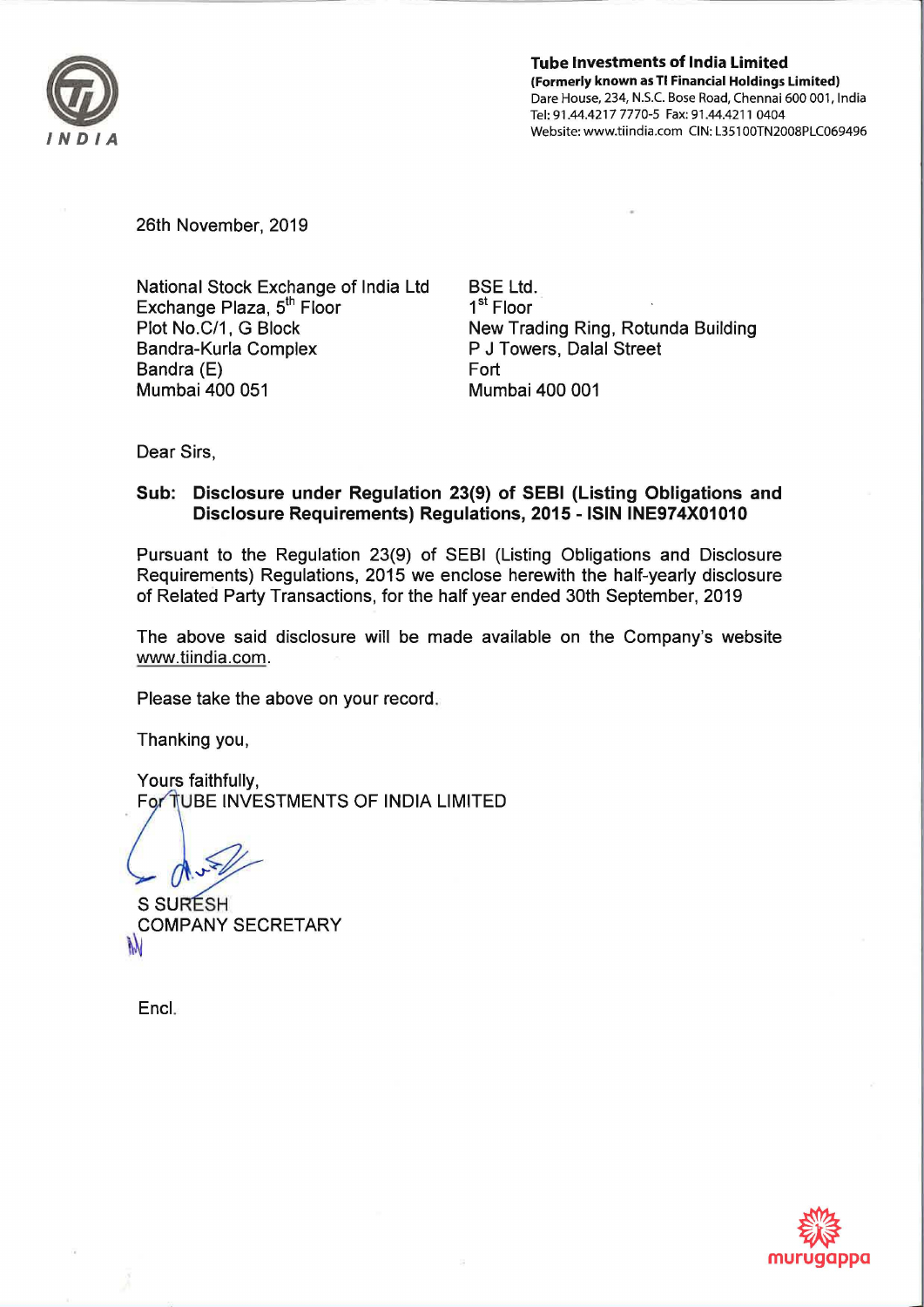**Tube Investments of India Limited**
**(Formerly known as TI Financial Holdings Limited)**
Dare House, 234, N.S.C. Bose Road, Chennai 600 001, India
Tel: 91.44.4217 7770-5 Fax: 91.44.4211 0404
Website: www.tiindia.com CIN: L35100TN2008PLC069496

26th November, 2019

National Stock Exchange of India Ltd
Exchange Plaza, 5th Floor
Plot No.C/1, G Block
Bandra-Kurla Complex
Bandra (E)
Mumbai 400 051

BSE Ltd.
1st Floor
New Trading Ring, Rotunda Building
P J Towers, Dalal Street
Fort
Mumbai 400 001

Dear Sirs,

**Sub: Disclosure under Regulation 23(9) of SEBI (Listing Obligations and Disclosure Requirements) Regulations, 2015 - ISIN INE974X01010**

Pursuant to the Regulation 23(9) of SEBI (Listing Obligations and Disclosure Requirements) Regulations, 2015 we enclose herewith the half-yearly disclosure of Related Party Transactions, for the half year ended 30th September, 2019

The above said disclosure will be made available on the Company's website www.tiindia.com.

Please take the above on your record.

Thanking you,

Yours faithfully,
For TUBE INVESTMENTS OF INDIA LIMITED

S SURESH
COMPANY SECRETARY

Encl.

murugappa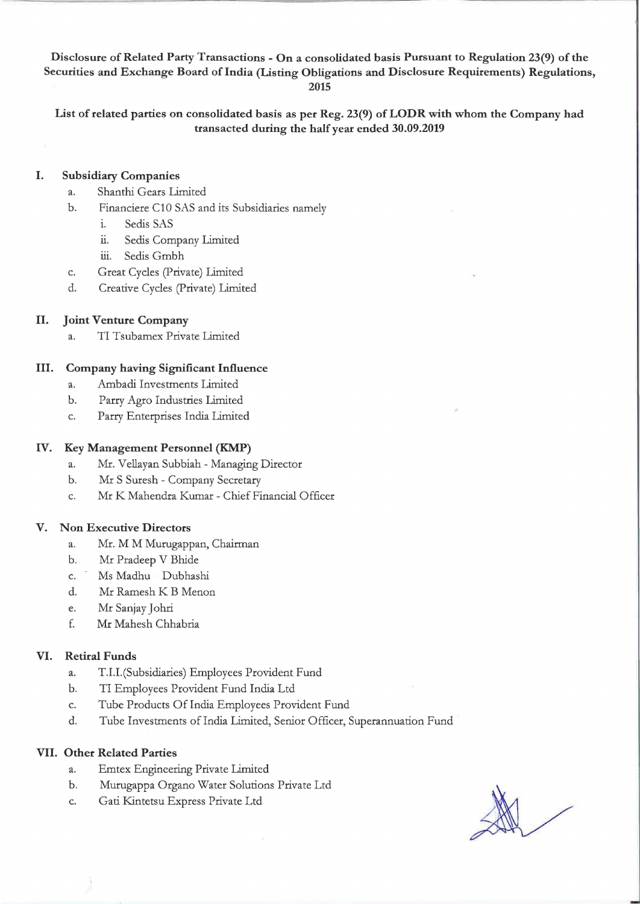**Disclosure of Related Party Transactions - On a consolidated basis Pursuant to Regulation 23(9) of the Securities and Exchange Board of India (Listing Obligations and Disclosure Requirements) Regulations, 2015**

**List of related parties on consolidated basis as per Reg. 23(9) of LODR with whom the Company had transacted during the half year ended 30.09.2019**

## I. Subsidiary Companies

a. Shanthi Gears Limited
b. Financiere C10 SAS and its Subsidiaries namely
   i. Sedis SAS
   ii. Sedis Company Limited
   iii. Sedis Gmbh
c. Great Cycles (Private) Limited
d. Creative Cycles (Private) Limited

## II. Joint Venture Company

a. TI Tsubamex Private Limited

## III. Company having Significant Influence

a. Ambadi Investments Limited
b. Parry Agro Industries Limited
c. Parry Enterprises India Limited

## IV. Key Management Personnel (KMP)

a. Mr. Vellayan Subbiah - Managing Director
b. Mr S Suresh - Company Secretary
c. Mr K Mahendra Kumar - Chief Financial Officer

## V. Non Executive Directors

a. Mr. M M Murugappan, Chairman
b. Mr Pradeep V Bhide
c. Ms Madhu Dubhashi
d. Mr Ramesh K B Menon
e. Mr Sanjay Johri
f. Mr Mahesh Chhabria

## VI. Retiral Funds

a. T.I.I.(Subsidiaries) Employees Provident Fund
b. TI Employees Provident Fund India Ltd
c. Tube Products Of India Employees Provident Fund
d. Tube Investments of India Limited, Senior Officer, Superannuation Fund

## VII. Other Related Parties

a. Emtex Engineering Private Limited
b. Murugappa Organo Water Solutions Private Ltd
c. Gati Kintetsu Express Private Ltd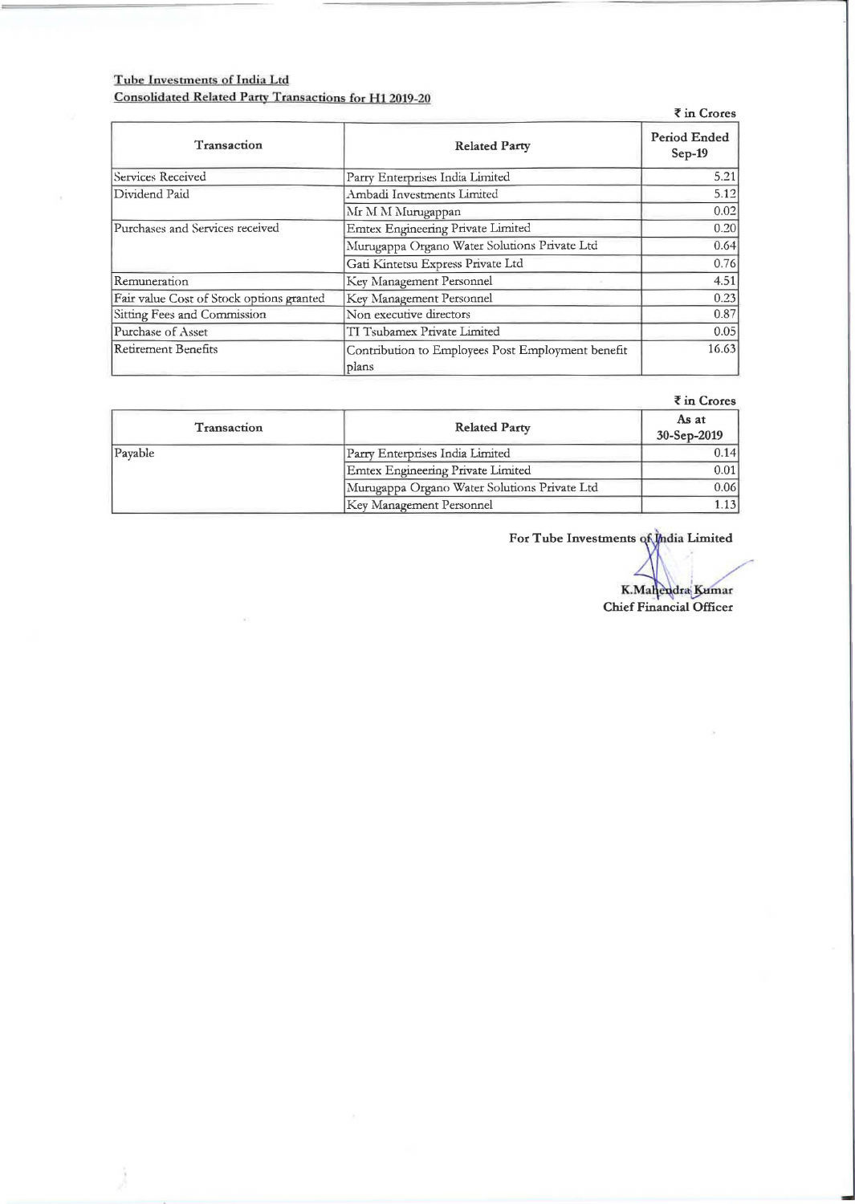**Tube Investments of India Ltd**

**Consolidated Related Party Transactions for H1 2019-20**

₹ in Crores

| Transaction | Related Party | Period Ended Sep-19 |
|---|---|---|
| Services Received | Parry Enterprises India Limited | 5.21 |
| Dividend Paid | Ambadi Investments Limited | 5.12 |
| | Mr M M Murugappan | 0.02 |
| Purchases and Services received | Emtex Engineering Private Limited | 0.20 |
| | Murugappa Organo Water Solutions Private Ltd | 0.64 |
| | Gati Kintetsu Express Private Ltd | 0.76 |
| Remuneration | Key Management Personnel | 4.51 |
| Fair value Cost of Stock options granted | Key Management Personnel | 0.23 |
| Sitting Fees and Commission | Non executive directors | 0.87 |
| Purchase of Asset | TI Tsubamex Private Limited | 0.05 |
| Retirement Benefits | Contribution to Employees Post Employment benefit plans | 16.63 |

₹ in Crores

| Transaction | Related Party | As at 30-Sep-2019 |
|---|---|---|
| Payable | Parry Enterprises India Limited | 0.14 |
| | Emtex Engineering Private Limited | 0.01 |
| | Murugappa Organo Water Solutions Private Ltd | 0.06 |
| | Key Management Personnel | 1.13 |

**For Tube Investments of India Limited**

**K.Mahendra Kumar**
**Chief Financial Officer**